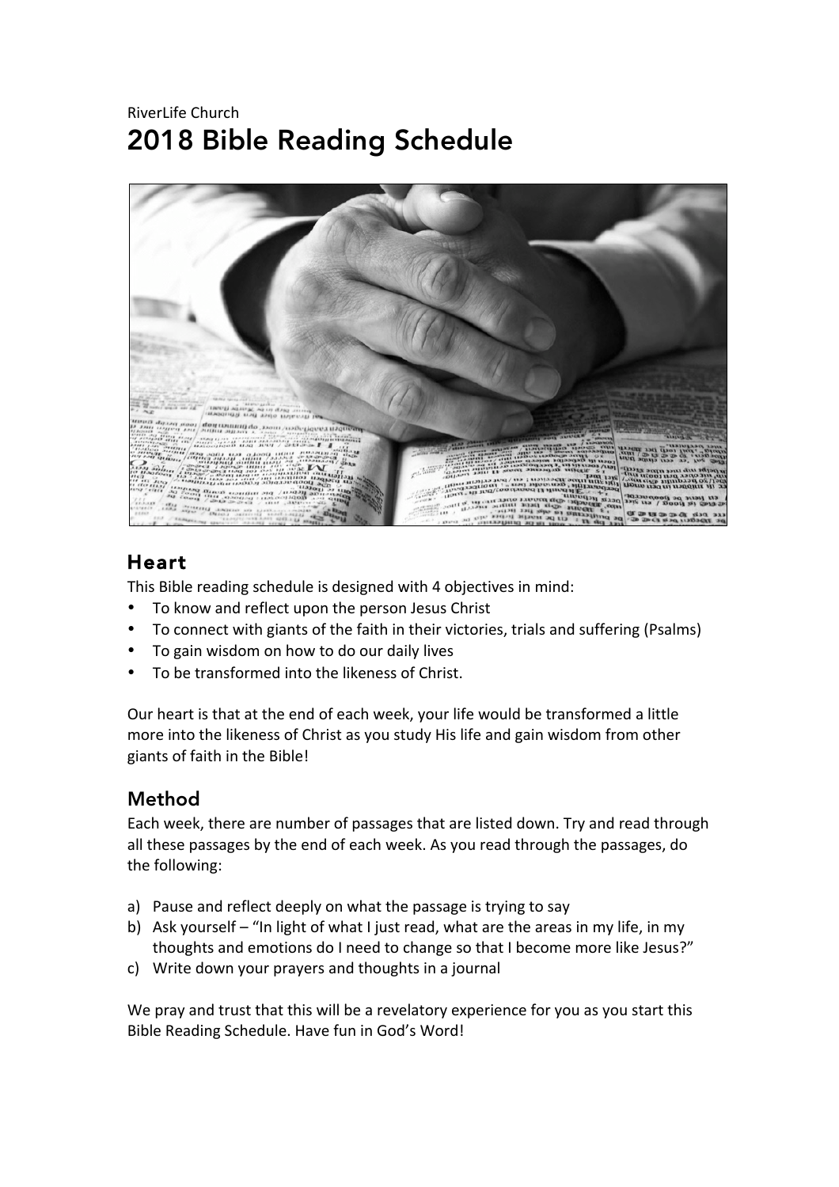RiverLife Church

# 2018 Bible Reading Schedule

## Heart

This Bible reading schedule is designed with 4 objectives in mind:

- To know and reflect upon the person Jesus Christ
- To connect with giants of the faith in their victories, trials and suffering (Psalms)
- To gain wisdom on how to do our daily lives
- To be transformed into the likeness of Christ.

Our heart is that at the end of each week, your life would be transformed a little more into the likeness of Christ as you study His life and gain wisdom from other giants of faith in the Bible!

## Method

Each week, there are number of passages that are listed down. Try and read through all these passages by the end of each week. As you read through the passages, do the following:

a) Pause and reflect deeply on what the passage is trying to say
b) Ask yourself – "In light of what I just read, what are the areas in my life, in my thoughts and emotions do I need to change so that I become more like Jesus?"
c) Write down your prayers and thoughts in a journal

We pray and trust that this will be a revelatory experience for you as you start this Bible Reading Schedule. Have fun in God's Word!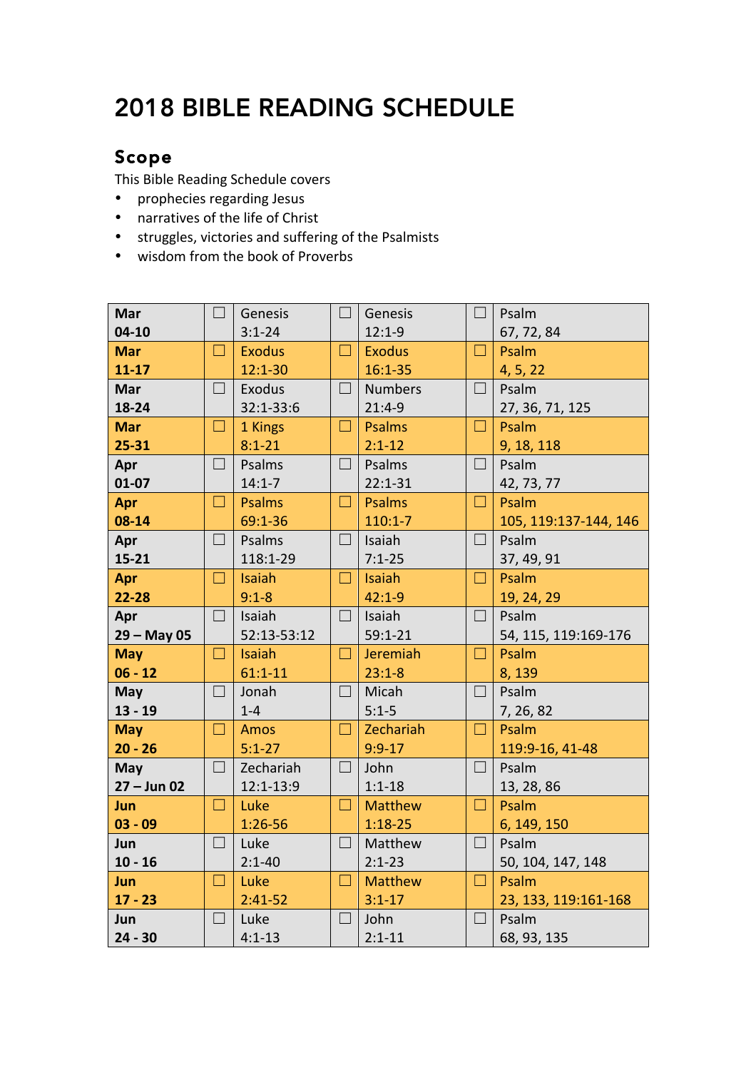# 2018 BIBLE READING SCHEDULE

## Scope

This Bible Reading Schedule covers

- prophecies regarding Jesus
- narratives of the life of Christ
- struggles, victories and suffering of the Psalmists
- wisdom from the book of Proverbs

| Week | | Reading 1 | | Reading 2 | | Reading 3 |
|---|---|---|---|---|---|---|
| **Mar 04-10** | ☐ | Genesis 3:1-24 | ☐ | Genesis 12:1-9 | ☐ | Psalm 67, 72, 84 |
| **Mar 11-17** | ☐ | Exodus 12:1-30 | ☐ | Exodus 16:1-35 | ☐ | Psalm 4, 5, 22 |
| **Mar 18-24** | ☐ | Exodus 32:1-33:6 | ☐ | Numbers 21:4-9 | ☐ | Psalm 27, 36, 71, 125 |
| **Mar 25-31** | ☐ | 1 Kings 8:1-21 | ☐ | Psalms 2:1-12 | ☐ | Psalm 9, 18, 118 |
| **Apr 01-07** | ☐ | Psalms 14:1-7 | ☐ | Psalms 22:1-31 | ☐ | Psalm 42, 73, 77 |
| **Apr 08-14** | ☐ | Psalms 69:1-36 | ☐ | Psalms 110:1-7 | ☐ | Psalm 105, 119:137-144, 146 |
| **Apr 15-21** | ☐ | Psalms 118:1-29 | ☐ | Isaiah 7:1-25 | ☐ | Psalm 37, 49, 91 |
| **Apr 22-28** | ☐ | Isaiah 9:1-8 | ☐ | Isaiah 42:1-9 | ☐ | Psalm 19, 24, 29 |
| **Apr 29 – May 05** | ☐ | Isaiah 52:13-53:12 | ☐ | Isaiah 59:1-21 | ☐ | Psalm 54, 115, 119:169-176 |
| **May 06 - 12** | ☐ | Isaiah 61:1-11 | ☐ | Jeremiah 23:1-8 | ☐ | Psalm 8, 139 |
| **May 13 - 19** | ☐ | Jonah 1-4 | ☐ | Micah 5:1-5 | ☐ | Psalm 7, 26, 82 |
| **May 20 - 26** | ☐ | Amos 5:1-27 | ☐ | Zechariah 9:9-17 | ☐ | Psalm 119:9-16, 41-48 |
| **May 27 – Jun 02** | ☐ | Zechariah 12:1-13:9 | ☐ | John 1:1-18 | ☐ | Psalm 13, 28, 86 |
| **Jun 03 - 09** | ☐ | Luke 1:26-56 | ☐ | Matthew 1:18-25 | ☐ | Psalm 6, 149, 150 |
| **Jun 10 - 16** | ☐ | Luke 2:1-40 | ☐ | Matthew 2:1-23 | ☐ | Psalm 50, 104, 147, 148 |
| **Jun 17 - 23** | ☐ | Luke 2:41-52 | ☐ | Matthew 3:1-17 | ☐ | Psalm 23, 133, 119:161-168 |
| **Jun 24 - 30** | ☐ | Luke 4:1-13 | ☐ | John 2:1-11 | ☐ | Psalm 68, 93, 135 |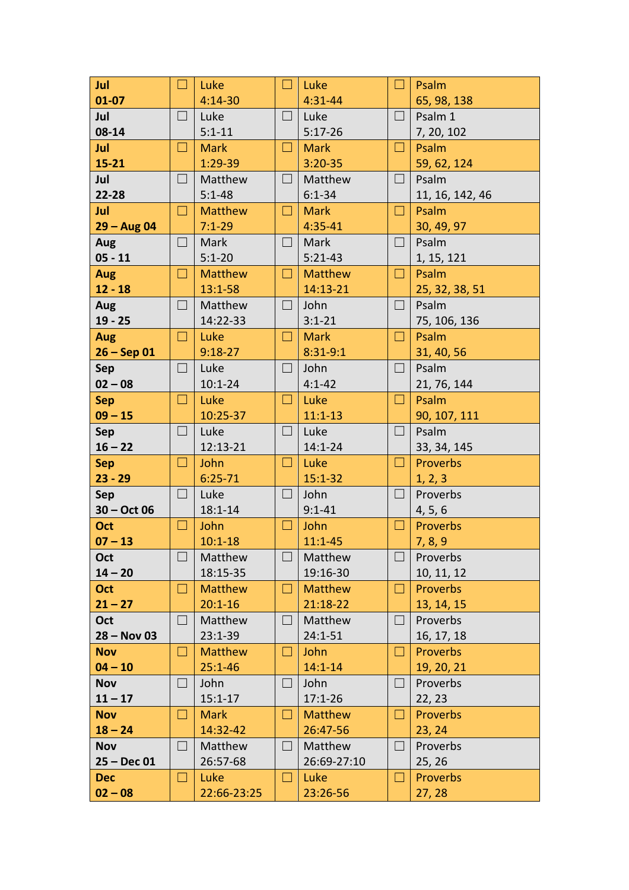| | | | | | | |
|---|---|---|---|---|---|---|
| **Jul 01-07** | ☐ | Luke 4:14-30 | ☐ | Luke 4:31-44 | ☐ | Psalm 65, 98, 138 |
| **Jul 08-14** | ☐ | Luke 5:1-11 | ☐ | Luke 5:17-26 | ☐ | Psalm 1 7, 20, 102 |
| **Jul 15-21** | ☐ | Mark 1:29-39 | ☐ | Mark 3:20-35 | ☐ | Psalm 59, 62, 124 |
| **Jul 22-28** | ☐ | Matthew 5:1-48 | ☐ | Matthew 6:1-34 | ☐ | Psalm 11, 16, 142, 46 |
| **Jul 29 – Aug 04** | ☐ | Matthew 7:1-29 | ☐ | Mark 4:35-41 | ☐ | Psalm 30, 49, 97 |
| **Aug 05 - 11** | ☐ | Mark 5:1-20 | ☐ | Mark 5:21-43 | ☐ | Psalm 1, 15, 121 |
| **Aug 12 - 18** | ☐ | Matthew 13:1-58 | ☐ | Matthew 14:13-21 | ☐ | Psalm 25, 32, 38, 51 |
| **Aug 19 - 25** | ☐ | Matthew 14:22-33 | ☐ | John 3:1-21 | ☐ | Psalm 75, 106, 136 |
| **Aug 26 – Sep 01** | ☐ | Luke 9:18-27 | ☐ | Mark 8:31-9:1 | ☐ | Psalm 31, 40, 56 |
| **Sep 02 – 08** | ☐ | Luke 10:1-24 | ☐ | John 4:1-42 | ☐ | Psalm 21, 76, 144 |
| **Sep 09 – 15** | ☐ | Luke 10:25-37 | ☐ | Luke 11:1-13 | ☐ | Psalm 90, 107, 111 |
| **Sep 16 – 22** | ☐ | Luke 12:13-21 | ☐ | Luke 14:1-24 | ☐ | Psalm 33, 34, 145 |
| **Sep 23 - 29** | ☐ | John 6:25-71 | ☐ | Luke 15:1-32 | ☐ | Proverbs 1, 2, 3 |
| **Sep 30 – Oct 06** | ☐ | Luke 18:1-14 | ☐ | John 9:1-41 | ☐ | Proverbs 4, 5, 6 |
| **Oct 07 – 13** | ☐ | John 10:1-18 | ☐ | John 11:1-45 | ☐ | Proverbs 7, 8, 9 |
| **Oct 14 – 20** | ☐ | Matthew 18:15-35 | ☐ | Matthew 19:16-30 | ☐ | Proverbs 10, 11, 12 |
| **Oct 21 – 27** | ☐ | Matthew 20:1-16 | ☐ | Matthew 21:18-22 | ☐ | Proverbs 13, 14, 15 |
| **Oct 28 – Nov 03** | ☐ | Matthew 23:1-39 | ☐ | Matthew 24:1-51 | ☐ | Proverbs 16, 17, 18 |
| **Nov 04 – 10** | ☐ | Matthew 25:1-46 | ☐ | John 14:1-14 | ☐ | Proverbs 19, 20, 21 |
| **Nov 11 – 17** | ☐ | John 15:1-17 | ☐ | John 17:1-26 | ☐ | Proverbs 22, 23 |
| **Nov 18 – 24** | ☐ | Mark 14:32-42 | ☐ | Matthew 26:47-56 | ☐ | Proverbs 23, 24 |
| **Nov 25 – Dec 01** | ☐ | Matthew 26:57-68 | ☐ | Matthew 26:69-27:10 | ☐ | Proverbs 25, 26 |
| **Dec 02 – 08** | ☐ | Luke 22:66-23:25 | ☐ | Luke 23:26-56 | ☐ | Proverbs 27, 28 |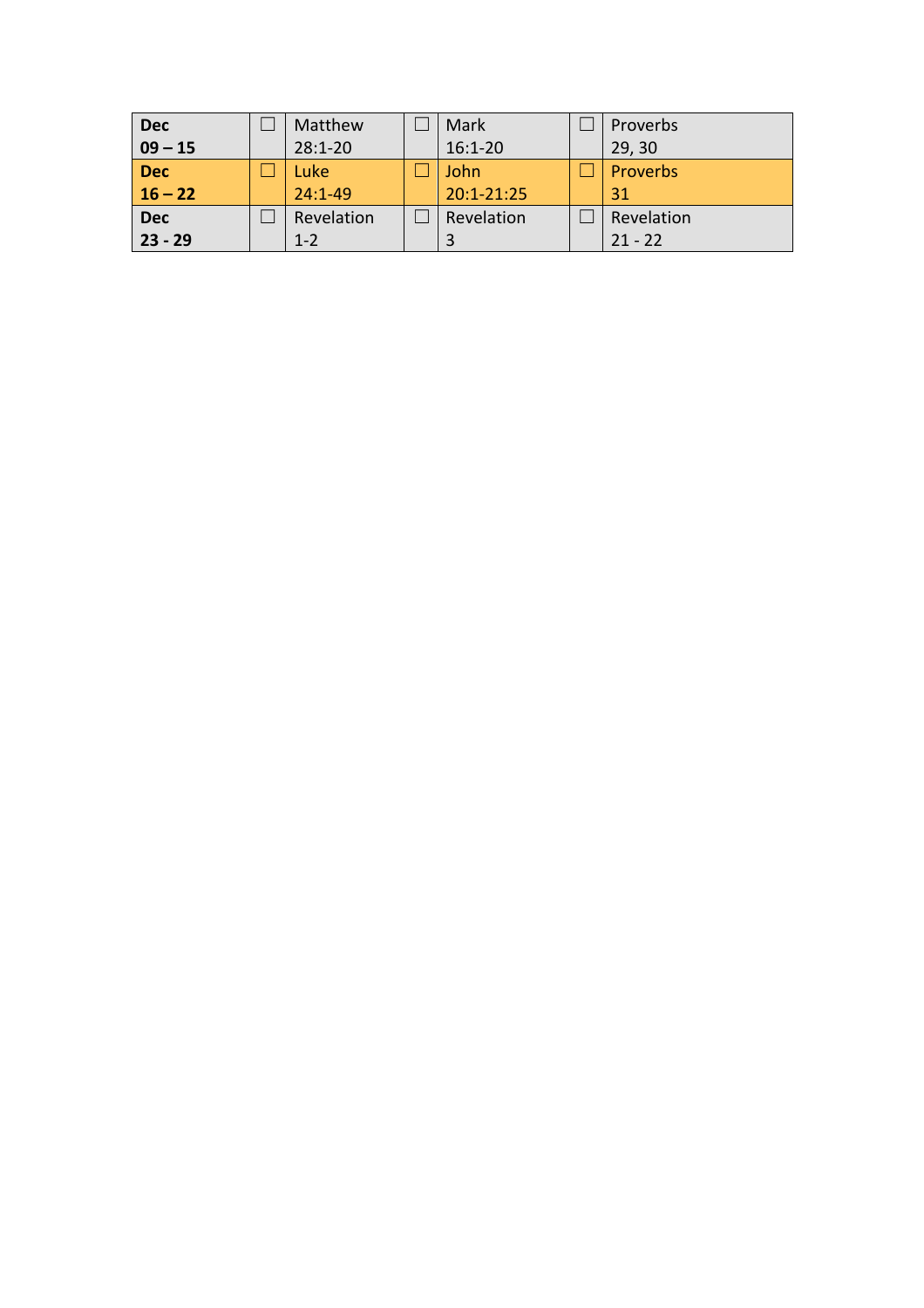| | | | | | | |
|---|---|---|---|---|---|---|
| **Dec 09 – 15** | ☐ | Matthew 28:1-20 | ☐ | Mark 16:1-20 | ☐ | Proverbs 29, 30 |
| **Dec 16 – 22** | ☐ | Luke 24:1-49 | ☐ | John 20:1-21:25 | ☐ | Proverbs 31 |
| **Dec 23 - 29** | ☐ | Revelation 1-2 | ☐ | Revelation 3 | ☐ | Revelation 21 - 22 |